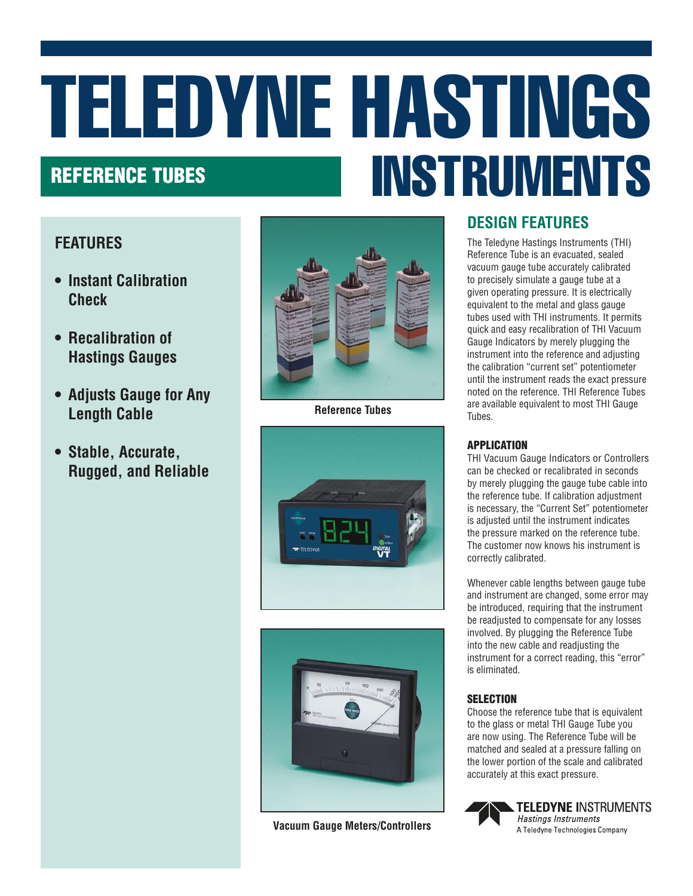# TELEDYNE HASTINGS INSTRUMENTS

## REFERENCE TUBES

### FEATURES

- **Instant Calibration Check**
- **Recalibration of Hastings Gauges**
- **Adjusts Gauge for Any Length Cable**
- **Stable, Accurate, Rugged, and Reliable**

**Reference Tubes**

**Vacuum Gauge Meters/Controllers**

## DESIGN FEATURES

The Teledyne Hastings Instruments (THI) Reference Tube is an evacuated, sealed vacuum gauge tube accurately calibrated to precisely simulate a gauge tube at a given operating pressure. It is electrically equivalent to the metal and glass gauge tubes used with THI instruments. It permits quick and easy recalibration of THI Vacuum Gauge Indicators by merely plugging the instrument into the reference and adjusting the calibration "current set" potentiometer until the instrument reads the exact pressure noted on the reference. THI Reference Tubes are available equivalent to most THI Gauge Tubes.

### APPLICATION

THI Vacuum Gauge Indicators or Controllers can be checked or recalibrated in seconds by merely plugging the gauge tube cable into the reference tube. If calibration adjustment is necessary, the "Current Set" potentiometer is adjusted until the instrument indicates the pressure marked on the reference tube. The customer now knows his instrument is correctly calibrated.

Whenever cable lengths between gauge tube and instrument are changed, some error may be introduced, requiring that the instrument be readjusted to compensate for any losses involved. By plugging the Reference Tube into the new cable and readjusting the instrument for a correct reading, this "error" is eliminated.

### SELECTION

Choose the reference tube that is equivalent to the glass or metal THI Gauge Tube you are now using. The Reference Tube will be matched and sealed at a pressure falling on the lower portion of the scale and calibrated accurately at this exact pressure.

**TELEDYNE** INSTRUMENTS
*Hastings Instruments*
A Teledyne Technologies Company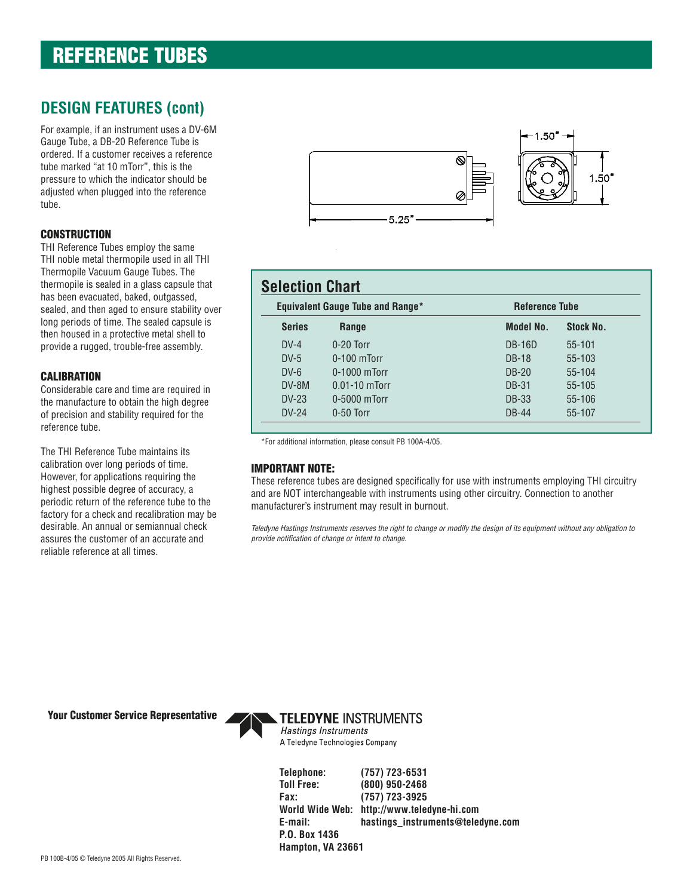# REFERENCE TUBES

## DESIGN FEATURES (cont)

For example, if an instrument uses a DV-6M Gauge Tube, a DB-20 Reference Tube is ordered. If a customer receives a reference tube marked "at 10 mTorr", this is the pressure to which the indicator should be adjusted when plugged into the reference tube.

### CONSTRUCTION

THI Reference Tubes employ the same THI noble metal thermopile used in all THI Thermopile Vacuum Gauge Tubes. The thermopile is sealed in a glass capsule that has been evacuated, baked, outgassed, sealed, and then aged to ensure stability over long periods of time. The sealed capsule is then housed in a protective metal shell to provide a rugged, trouble-free assembly.

### CALIBRATION

Considerable care and time are required in the manufacture to obtain the high degree of precision and stability required for the reference tube.

The THI Reference Tube maintains its calibration over long periods of time. However, for applications requiring the highest possible degree of accuracy, a periodic return of the reference tube to the factory for a check and recalibration may be desirable. An annual or semiannual check assures the customer of an accurate and reliable reference at all times.

1.50"

1.50"

5.25"

## Selection Chart

| Equivalent Gauge Tube and Range* | | Reference Tube | |
|---|---|---|---|
| **Series** | **Range** | **Model No.** | **Stock No.** |
| DV-4 | 0-20 Torr | DB-16D | 55-101 |
| DV-5 | 0-100 mTorr | DB-18 | 55-103 |
| DV-6 | 0-1000 mTorr | DB-20 | 55-104 |
| DV-8M | 0.01-10 mTorr | DB-31 | 55-105 |
| DV-23 | 0-5000 mTorr | DB-33 | 55-106 |
| DV-24 | 0-50 Torr | DB-44 | 55-107 |

*For additional information, please consult PB 100A-4/05.

### IMPORTANT NOTE:

These reference tubes are designed specifically for use with instruments employing THI circuitry and are NOT interchangeable with instruments using other circuitry. Connection to another manufacturer's instrument may result in burnout.

*Teledyne Hastings Instruments reserves the right to change or modify the design of its equipment without any obligation to provide notification of change or intent to change.*

**Your Customer Service Representative**

**TELEDYNE** INSTRUMENTS
*Hastings Instruments*
A Teledyne Technologies Company

**Telephone:** (757) 723-6531
**Toll Free:** (800) 950-2468
**Fax:** (757) 723-3925
**World Wide Web:** http://www.teledyne-hi.com
**E-mail:** hastings_instruments@teledyne.com
**P.O. Box 1436**
**Hampton, VA 23661**

PB 100B-4/05 © Teledyne 2005 All Rights Reserved.